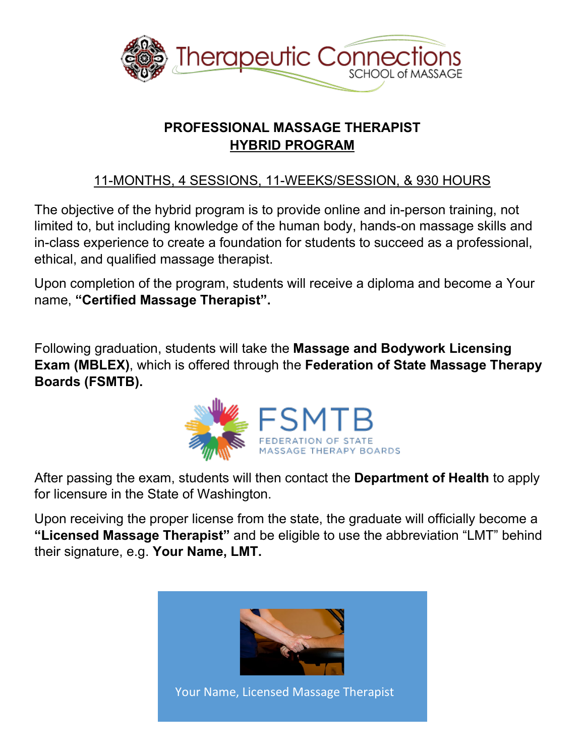Therapeutic Connections
SCHOOL of MASSAGE

# PROFESSIONAL MASSAGE THERAPIST
## HYBRID PROGRAM

11-MONTHS, 4 SESSIONS, 11-WEEKS/SESSION, & 930 HOURS

The objective of the hybrid program is to provide online and in-person training, not limited to, but including knowledge of the human body, hands-on massage skills and in-class experience to create a foundation for students to succeed as a professional, ethical, and qualified massage therapist.

Upon completion of the program, students will receive a diploma and become a Your name, **"Certified Massage Therapist".**

Following graduation, students will take the **Massage and Bodywork Licensing Exam (MBLEX)**, which is offered through the **Federation of State Massage Therapy Boards (FSMTB).**

FSMTB
FEDERATION OF STATE MASSAGE THERAPY BOARDS

After passing the exam, students will then contact the **Department of Health** to apply for licensure in the State of Washington.

Upon receiving the proper license from the state, the graduate will officially become a **"Licensed Massage Therapist"** and be eligible to use the abbreviation "LMT" behind their signature, e.g. **Your Name, LMT.**

Your Name, Licensed Massage Therapist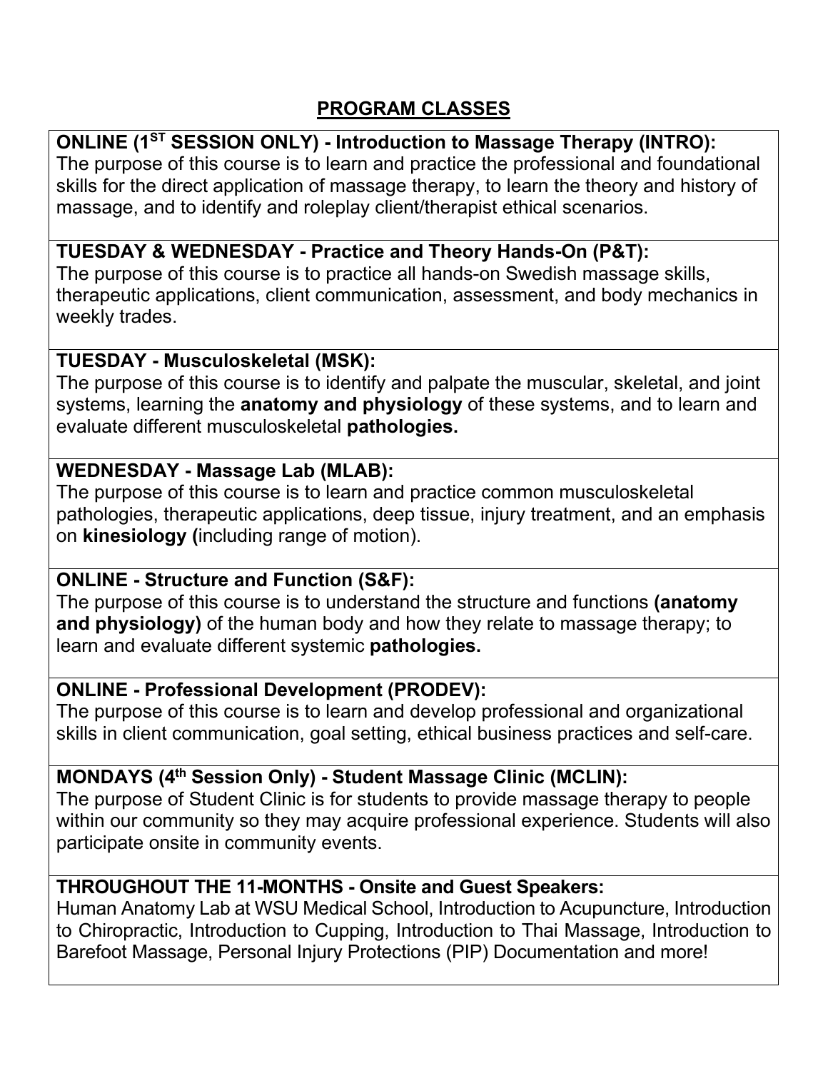## PROGRAM CLASSES

**ONLINE (1ST SESSION ONLY) - Introduction to Massage Therapy (INTRO):**
The purpose of this course is to learn and practice the professional and foundational skills for the direct application of massage therapy, to learn the theory and history of massage, and to identify and roleplay client/therapist ethical scenarios.

**TUESDAY & WEDNESDAY - Practice and Theory Hands-On (P&T):**
The purpose of this course is to practice all hands-on Swedish massage skills, therapeutic applications, client communication, assessment, and body mechanics in weekly trades.

**TUESDAY - Musculoskeletal (MSK):**
The purpose of this course is to identify and palpate the muscular, skeletal, and joint systems, learning the **anatomy and physiology** of these systems, and to learn and evaluate different musculoskeletal **pathologies.**

**WEDNESDAY - Massage Lab (MLAB):**
The purpose of this course is to learn and practice common musculoskeletal pathologies, therapeutic applications, deep tissue, injury treatment, and an emphasis on **kinesiology (**including range of motion).

**ONLINE - Structure and Function (S&F):**
The purpose of this course is to understand the structure and functions **(anatomy and physiology)** of the human body and how they relate to massage therapy; to learn and evaluate different systemic **pathologies.**

**ONLINE - Professional Development (PRODEV):**
The purpose of this course is to learn and develop professional and organizational skills in client communication, goal setting, ethical business practices and self-care.

**MONDAYS (4th Session Only) - Student Massage Clinic (MCLIN):**
The purpose of Student Clinic is for students to provide massage therapy to people within our community so they may acquire professional experience. Students will also participate onsite in community events.

**THROUGHOUT THE 11-MONTHS - Onsite and Guest Speakers:**
Human Anatomy Lab at WSU Medical School, Introduction to Acupuncture, Introduction to Chiropractic, Introduction to Cupping, Introduction to Thai Massage, Introduction to Barefoot Massage, Personal Injury Protections (PIP) Documentation and more!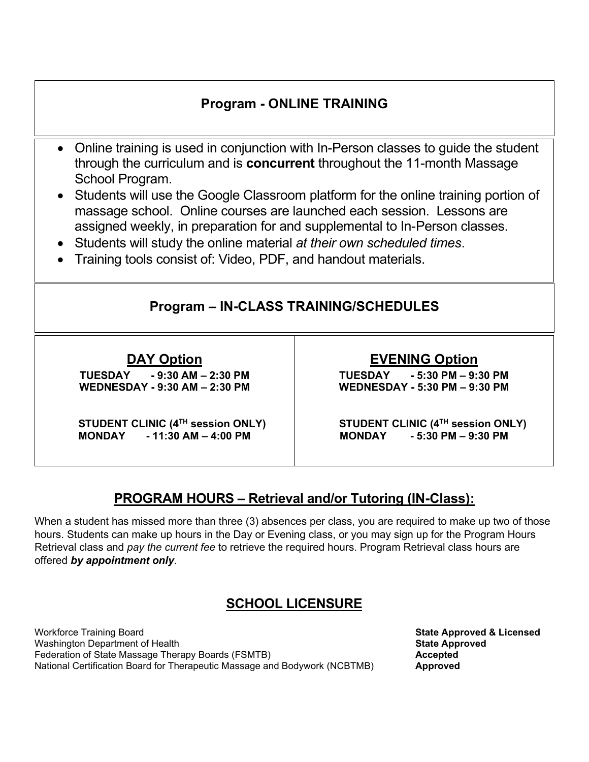## Program - ONLINE TRAINING

- Online training is used in conjunction with In-Person classes to guide the student through the curriculum and is **concurrent** throughout the 11-month Massage School Program.
- Students will use the Google Classroom platform for the online training portion of massage school. Online courses are launched each session. Lessons are assigned weekly, in preparation for and supplemental to In-Person classes.
- Students will study the online material *at their own scheduled times*.
- Training tools consist of: Video, PDF, and handout materials.

## Program – IN-CLASS TRAINING/SCHEDULES

| DAY Option | EVENING Option |
|---|---|
| **TUESDAY - 9:30 AM – 2:30 PM** | **TUESDAY - 5:30 PM – 9:30 PM** |
| **WEDNESDAY - 9:30 AM – 2:30 PM** | **WEDNESDAY - 5:30 PM – 9:30 PM** |
| **STUDENT CLINIC (4TH session ONLY)** | **STUDENT CLINIC (4TH session ONLY)** |
| **MONDAY - 11:30 AM – 4:00 PM** | **MONDAY - 5:30 PM – 9:30 PM** |

## PROGRAM HOURS – Retrieval and/or Tutoring (IN-Class):

When a student has missed more than three (3) absences per class, you are required to make up two of those hours. Students can make up hours in the Day or Evening class, or you may sign up for the Program Hours Retrieval class and *pay the current fee* to retrieve the required hours. Program Retrieval class hours are offered ***by appointment only***.

## SCHOOL LICENSURE

| | |
|---|---|
| Workforce Training Board | **State Approved & Licensed** |
| Washington Department of Health | **State Approved** |
| Federation of State Massage Therapy Boards (FSMTB) | **Accepted** |
| National Certification Board for Therapeutic Massage and Bodywork (NCBTMB) | **Approved** |